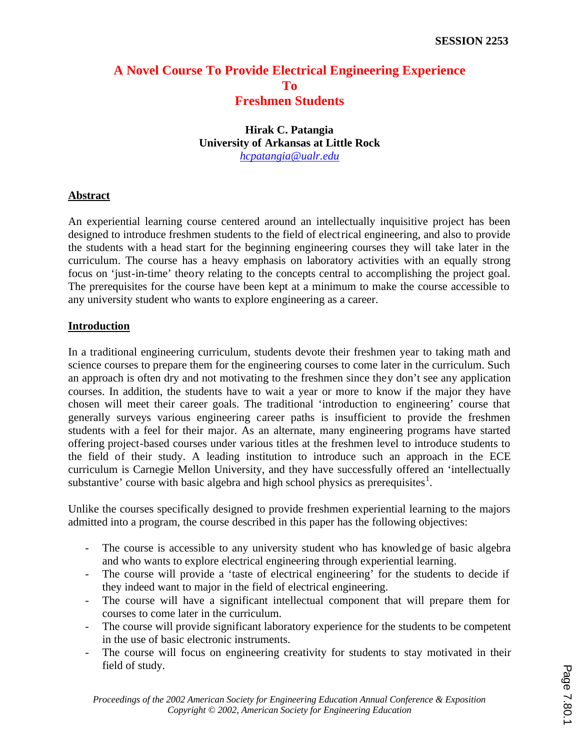# A Novel Course To Provide Electrical Engineering Experience To Freshmen Students

**Hirak C. Patangia**
**University of Arkansas at Little Rock**
*hcpatangia@ualr.edu*

## Abstract

An experiential learning course centered around an intellectually inquisitive project has been designed to introduce freshmen students to the field of electrical engineering, and also to provide the students with a head start for the beginning engineering courses they will take later in the curriculum. The course has a heavy emphasis on laboratory activities with an equally strong focus on 'just-in-time' theory relating to the concepts central to accomplishing the project goal. The prerequisites for the course have been kept at a minimum to make the course accessible to any university student who wants to explore engineering as a career.

## Introduction

In a traditional engineering curriculum, students devote their freshmen year to taking math and science courses to prepare them for the engineering courses to come later in the curriculum. Such an approach is often dry and not motivating to the freshmen since they don't see any application courses. In addition, the students have to wait a year or more to know if the major they have chosen will meet their career goals. The traditional 'introduction to engineering' course that generally surveys various engineering career paths is insufficient to provide the freshmen students with a feel for their major. As an alternate, many engineering programs have started offering project-based courses under various titles at the freshmen level to introduce students to the field of their study. A leading institution to introduce such an approach in the ECE curriculum is Carnegie Mellon University, and they have successfully offered an 'intellectually substantive' course with basic algebra and high school physics as prerequisites[1].

Unlike the courses specifically designed to provide freshmen experiential learning to the majors admitted into a program, the course described in this paper has the following objectives:

- The course is accessible to any university student who has knowledge of basic algebra and who wants to explore electrical engineering through experiential learning.
- The course will provide a 'taste of electrical engineering' for the students to decide if they indeed want to major in the field of electrical engineering.
- The course will have a significant intellectual component that will prepare them for courses to come later in the curriculum.
- The course will provide significant laboratory experience for the students to be competent in the use of basic electronic instruments.
- The course will focus on engineering creativity for students to stay motivated in their field of study.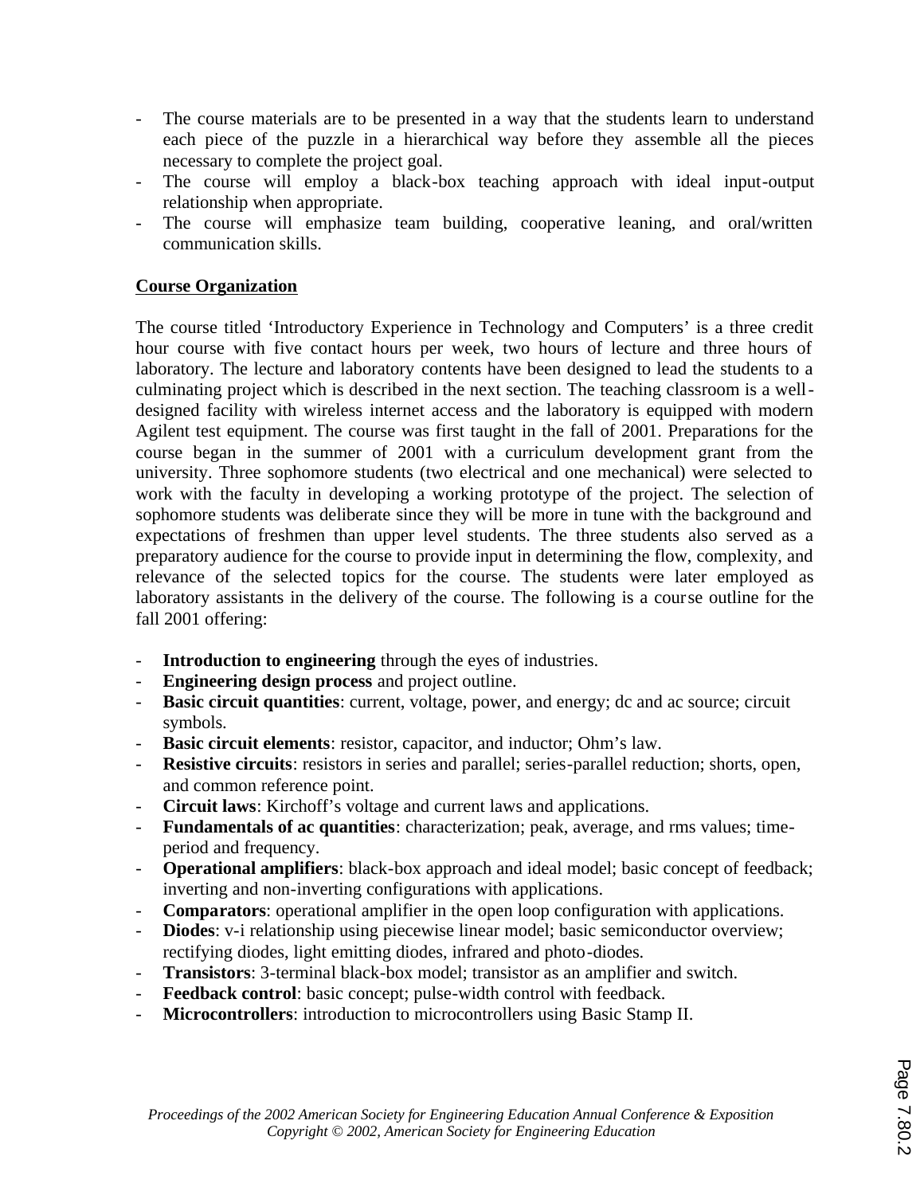- The course materials are to be presented in a way that the students learn to understand each piece of the puzzle in a hierarchical way before they assemble all the pieces necessary to complete the project goal.
- The course will employ a black-box teaching approach with ideal input-output relationship when appropriate.
- The course will emphasize team building, cooperative leaning, and oral/written communication skills.

## Course Organization

The course titled 'Introductory Experience in Technology and Computers' is a three credit hour course with five contact hours per week, two hours of lecture and three hours of laboratory. The lecture and laboratory contents have been designed to lead the students to a culminating project which is described in the next section. The teaching classroom is a well-designed facility with wireless internet access and the laboratory is equipped with modern Agilent test equipment. The course was first taught in the fall of 2001. Preparations for the course began in the summer of 2001 with a curriculum development grant from the university. Three sophomore students (two electrical and one mechanical) were selected to work with the faculty in developing a working prototype of the project. The selection of sophomore students was deliberate since they will be more in tune with the background and expectations of freshmen than upper level students. The three students also served as a preparatory audience for the course to provide input in determining the flow, complexity, and relevance of the selected topics for the course. The students were later employed as laboratory assistants in the delivery of the course. The following is a course outline for the fall 2001 offering:

- **Introduction to engineering** through the eyes of industries.
- **Engineering design process** and project outline.
- **Basic circuit quantities**: current, voltage, power, and energy; dc and ac source; circuit symbols.
- **Basic circuit elements**: resistor, capacitor, and inductor; Ohm's law.
- **Resistive circuits**: resistors in series and parallel; series-parallel reduction; shorts, open, and common reference point.
- **Circuit laws**: Kirchoff's voltage and current laws and applications.
- **Fundamentals of ac quantities**: characterization; peak, average, and rms values; time-period and frequency.
- **Operational amplifiers**: black-box approach and ideal model; basic concept of feedback; inverting and non-inverting configurations with applications.
- **Comparators**: operational amplifier in the open loop configuration with applications.
- **Diodes**: v-i relationship using piecewise linear model; basic semiconductor overview; rectifying diodes, light emitting diodes, infrared and photo-diodes.
- **Transistors**: 3-terminal black-box model; transistor as an amplifier and switch.
- **Feedback control**: basic concept; pulse-width control with feedback.
- **Microcontrollers**: introduction to microcontrollers using Basic Stamp II.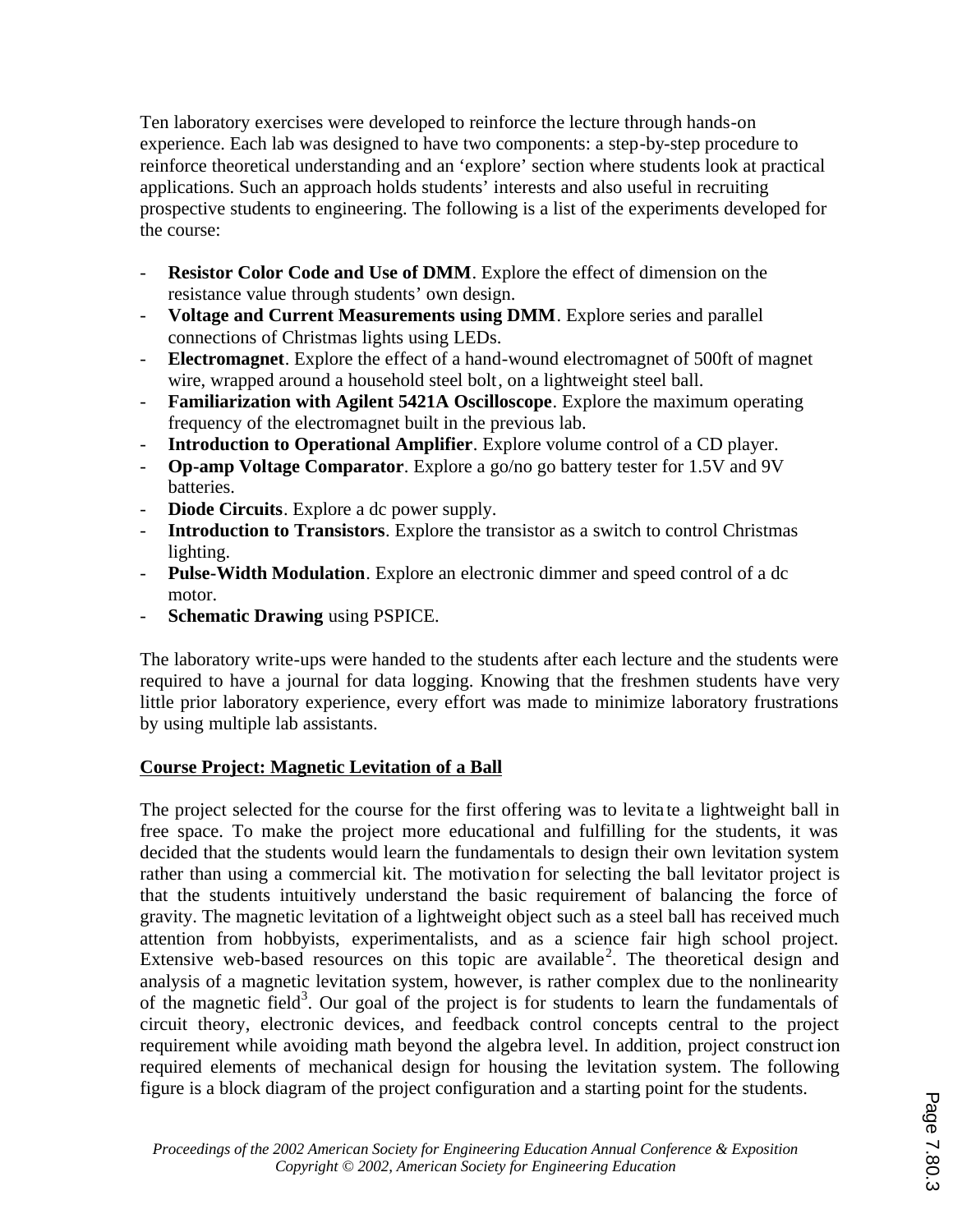Ten laboratory exercises were developed to reinforce the lecture through hands-on experience. Each lab was designed to have two components: a step-by-step procedure to reinforce theoretical understanding and an 'explore' section where students look at practical applications. Such an approach holds students' interests and also useful in recruiting prospective students to engineering. The following is a list of the experiments developed for the course:

- **Resistor Color Code and Use of DMM**. Explore the effect of dimension on the resistance value through students' own design.
- **Voltage and Current Measurements using DMM**. Explore series and parallel connections of Christmas lights using LEDs.
- **Electromagnet**. Explore the effect of a hand-wound electromagnet of 500ft of magnet wire, wrapped around a household steel bolt, on a lightweight steel ball.
- **Familiarization with Agilent 5421A Oscilloscope**. Explore the maximum operating frequency of the electromagnet built in the previous lab.
- **Introduction to Operational Amplifier**. Explore volume control of a CD player.
- **Op-amp Voltage Comparator**. Explore a go/no go battery tester for 1.5V and 9V batteries.
- **Diode Circuits**. Explore a dc power supply.
- **Introduction to Transistors**. Explore the transistor as a switch to control Christmas lighting.
- **Pulse-Width Modulation**. Explore an electronic dimmer and speed control of a dc motor.
- **Schematic Drawing** using PSPICE.

The laboratory write-ups were handed to the students after each lecture and the students were required to have a journal for data logging. Knowing that the freshmen students have very little prior laboratory experience, every effort was made to minimize laboratory frustrations by using multiple lab assistants.

## Course Project: Magnetic Levitation of a Ball

The project selected for the course for the first offering was to levitate a lightweight ball in free space. To make the project more educational and fulfilling for the students, it was decided that the students would learn the fundamentals to design their own levitation system rather than using a commercial kit. The motivation for selecting the ball levitator project is that the students intuitively understand the basic requirement of balancing the force of gravity. The magnetic levitation of a lightweight object such as a steel ball has received much attention from hobbyists, experimentalists, and as a science fair high school project. Extensive web-based resources on this topic are available[2]. The theoretical design and analysis of a magnetic levitation system, however, is rather complex due to the nonlinearity of the magnetic field[3]. Our goal of the project is for students to learn the fundamentals of circuit theory, electronic devices, and feedback control concepts central to the project requirement while avoiding math beyond the algebra level. In addition, project construction required elements of mechanical design for housing the levitation system. The following figure is a block diagram of the project configuration and a starting point for the students.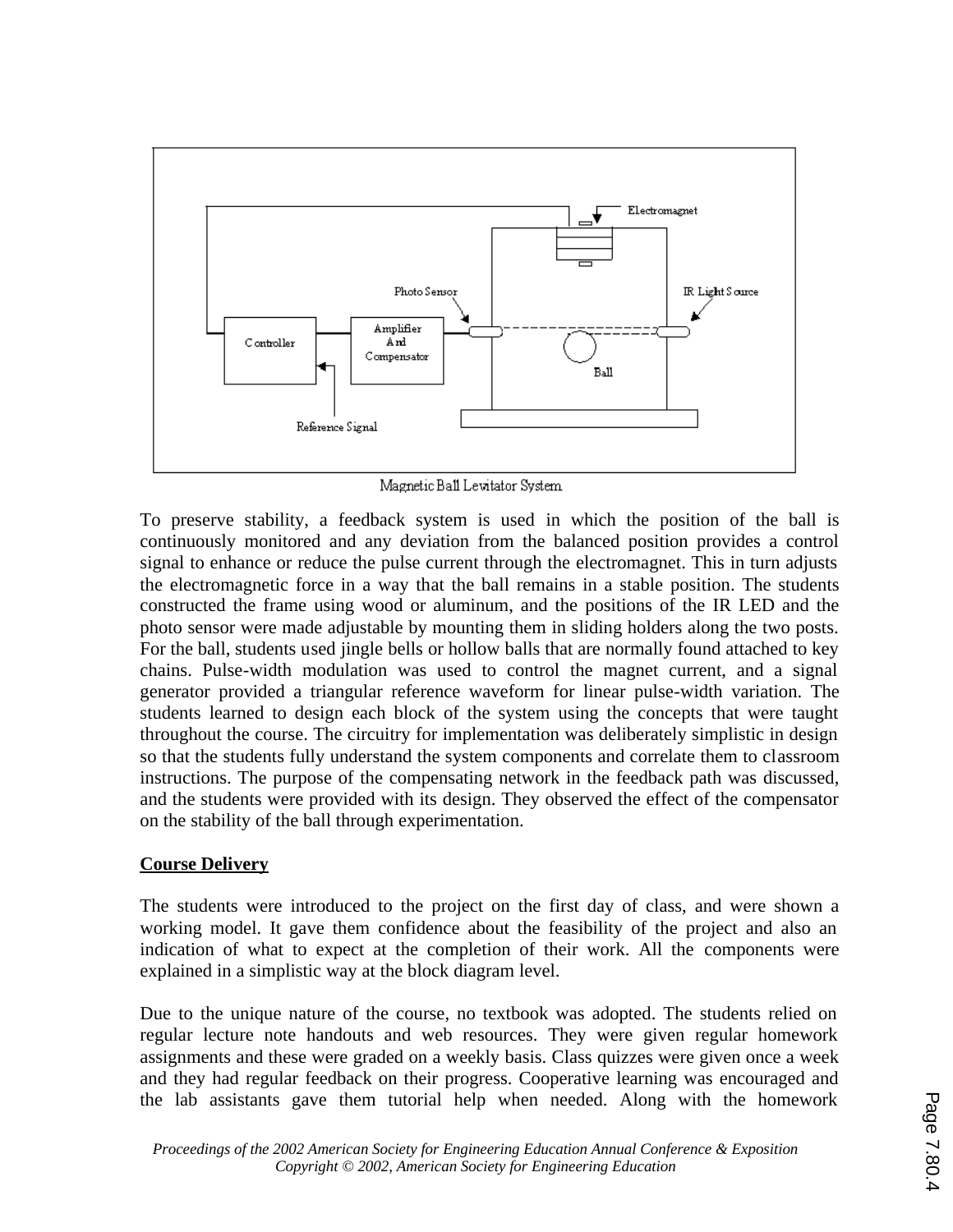Magnetic Ball Levitator System

To preserve stability, a feedback system is used in which the position of the ball is continuously monitored and any deviation from the balanced position provides a control signal to enhance or reduce the pulse current through the electromagnet. This in turn adjusts the electromagnetic force in a way that the ball remains in a stable position. The students constructed the frame using wood or aluminum, and the positions of the IR LED and the photo sensor were made adjustable by mounting them in sliding holders along the two posts. For the ball, students used jingle bells or hollow balls that are normally found attached to key chains. Pulse-width modulation was used to control the magnet current, and a signal generator provided a triangular reference waveform for linear pulse-width variation. The students learned to design each block of the system using the concepts that were taught throughout the course. The circuitry for implementation was deliberately simplistic in design so that the students fully understand the system components and correlate them to classroom instructions. The purpose of the compensating network in the feedback path was discussed, and the students were provided with its design. They observed the effect of the compensator on the stability of the ball through experimentation.

## Course Delivery

The students were introduced to the project on the first day of class, and were shown a working model. It gave them confidence about the feasibility of the project and also an indication of what to expect at the completion of their work. All the components were explained in a simplistic way at the block diagram level.

Due to the unique nature of the course, no textbook was adopted. The students relied on regular lecture note handouts and web resources. They were given regular homework assignments and these were graded on a weekly basis. Class quizzes were given once a week and they had regular feedback on their progress. Cooperative learning was encouraged and the lab assistants gave them tutorial help when needed. Along with the homework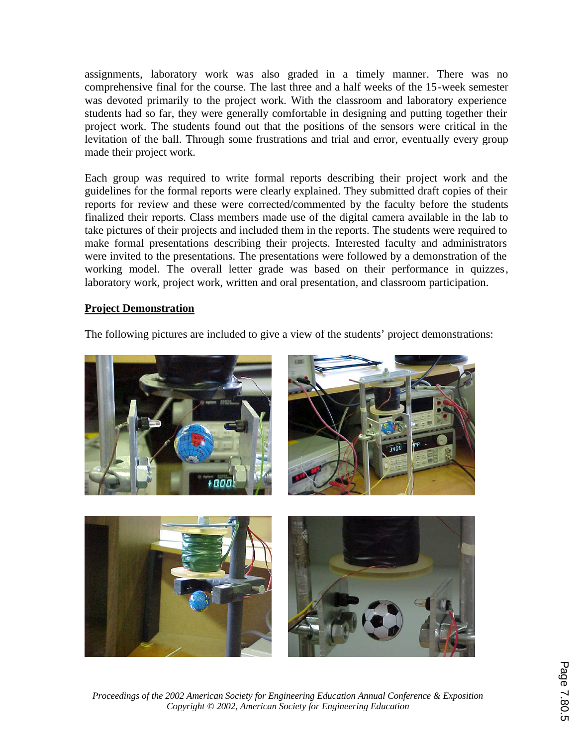assignments, laboratory work was also graded in a timely manner. There was no comprehensive final for the course. The last three and a half weeks of the 15-week semester was devoted primarily to the project work. With the classroom and laboratory experience students had so far, they were generally comfortable in designing and putting together their project work. The students found out that the positions of the sensors were critical in the levitation of the ball. Through some frustrations and trial and error, eventually every group made their project work.

Each group was required to write formal reports describing their project work and the guidelines for the formal reports were clearly explained. They submitted draft copies of their reports for review and these were corrected/commented by the faculty before the students finalized their reports. Class members made use of the digital camera available in the lab to take pictures of their projects and included them in the reports. The students were required to make formal presentations describing their projects. Interested faculty and administrators were invited to the presentations. The presentations were followed by a demonstration of the working model. The overall letter grade was based on their performance in quizzes, laboratory work, project work, written and oral presentation, and classroom participation.

**Project Demonstration**

The following pictures are included to give a view of the students' project demonstrations: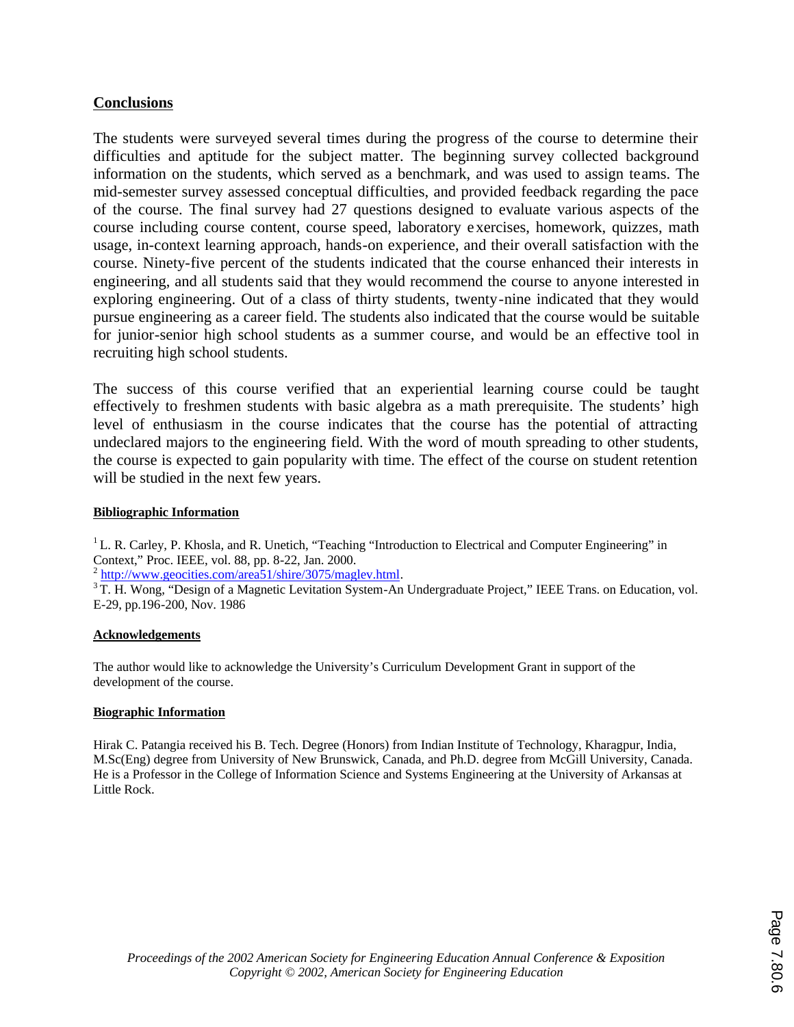## Conclusions

The students were surveyed several times during the progress of the course to determine their difficulties and aptitude for the subject matter. The beginning survey collected background information on the students, which served as a benchmark, and was used to assign teams. The mid-semester survey assessed conceptual difficulties, and provided feedback regarding the pace of the course. The final survey had 27 questions designed to evaluate various aspects of the course including course content, course speed, laboratory exercises, homework, quizzes, math usage, in-context learning approach, hands-on experience, and their overall satisfaction with the course. Ninety-five percent of the students indicated that the course enhanced their interests in engineering, and all students said that they would recommend the course to anyone interested in exploring engineering. Out of a class of thirty students, twenty-nine indicated that they would pursue engineering as a career field. The students also indicated that the course would be suitable for junior-senior high school students as a summer course, and would be an effective tool in recruiting high school students.

The success of this course verified that an experiential learning course could be taught effectively to freshmen students with basic algebra as a math prerequisite. The students' high level of enthusiasm in the course indicates that the course has the potential of attracting undeclared majors to the engineering field. With the word of mouth spreading to other students, the course is expected to gain popularity with time. The effect of the course on student retention will be studied in the next few years.

### Bibliographic Information

[1] L. R. Carley, P. Khosla, and R. Unetich, "Teaching "Introduction to Electrical and Computer Engineering" in Context," Proc. IEEE, vol. 88, pp. 8-22, Jan. 2000.

[2] http://www.geocities.com/area51/shire/3075/maglev.html.

[3] T. H. Wong, "Design of a Magnetic Levitation System-An Undergraduate Project," IEEE Trans. on Education, vol. E-29, pp.196-200, Nov. 1986

### Acknowledgements

The author would like to acknowledge the University's Curriculum Development Grant in support of the development of the course.

### Biographic Information

Hirak C. Patangia received his B. Tech. Degree (Honors) from Indian Institute of Technology, Kharagpur, India, M.Sc(Eng) degree from University of New Brunswick, Canada, and Ph.D. degree from McGill University, Canada. He is a Professor in the College of Information Science and Systems Engineering at the University of Arkansas at Little Rock.